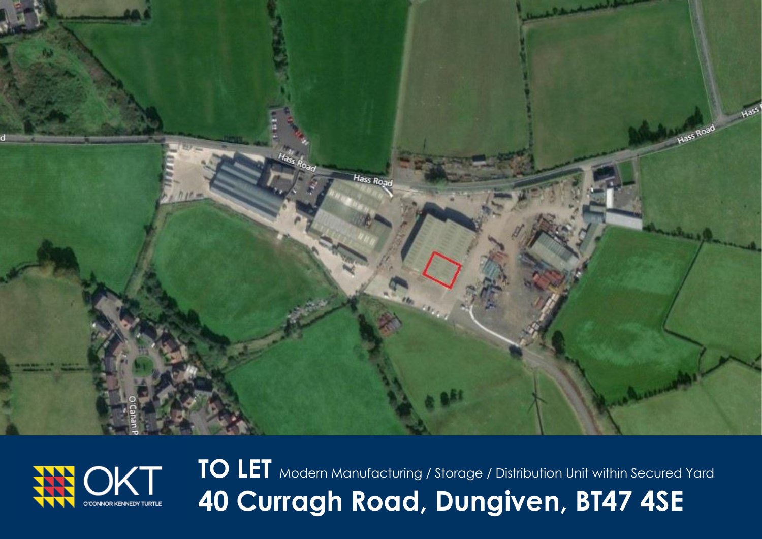OKT
O'CONNOR KENNEDY TURTLE

# TO LET Modern Manufacturing / Storage / Distribution Unit within Secured Yard

# 40 Curragh Road, Dungiven, BT47 4SE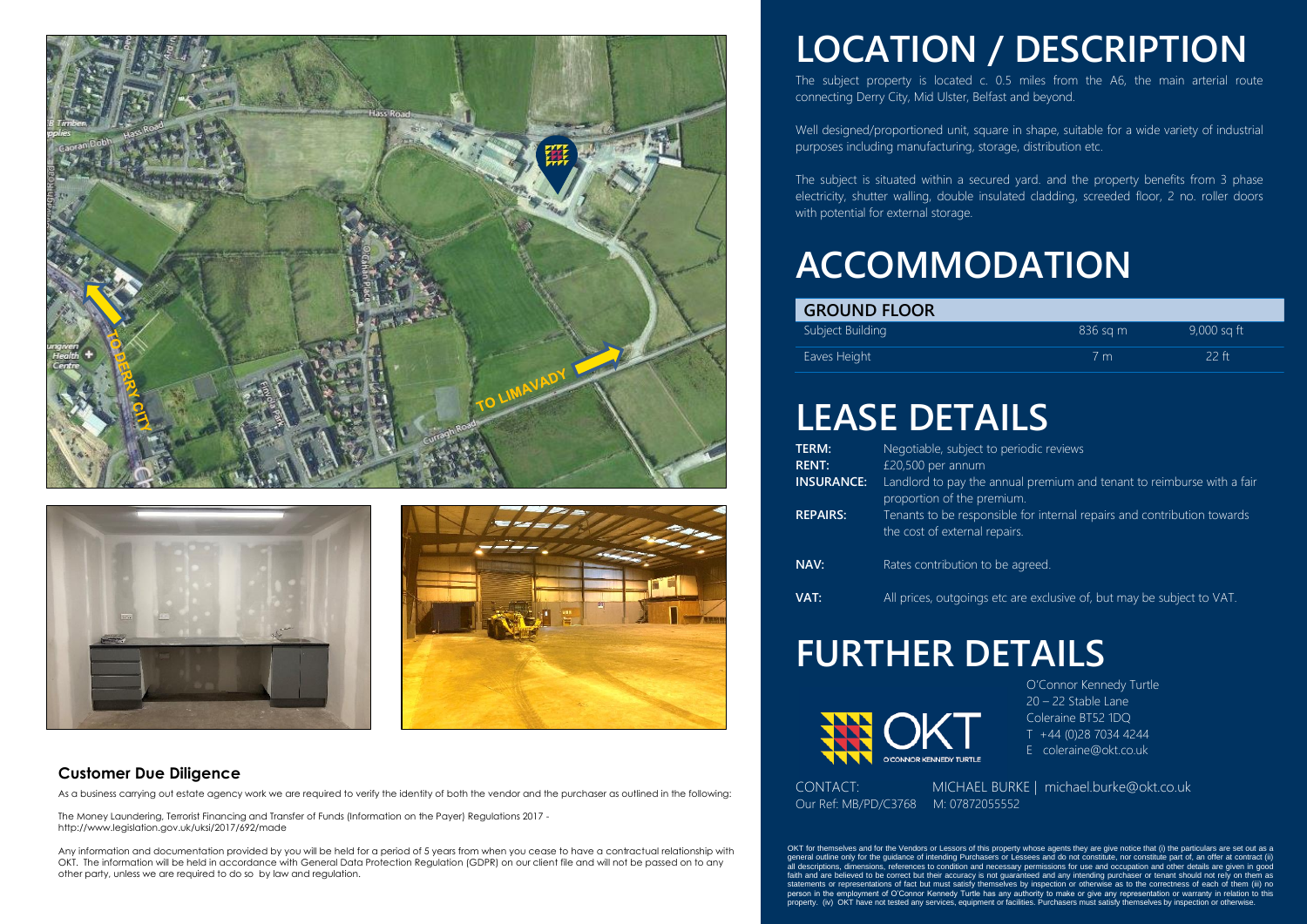# LOCATION / DESCRIPTION

The subject property is located c. 0.5 miles from the A6, the main arterial route connecting Derry City, Mid Ulster, Belfast and beyond.

Well designed/proportioned unit, square in shape, suitable for a wide variety of industrial purposes including manufacturing, storage, distribution etc.

The subject is situated within a secured yard. and the property benefits from 3 phase electricity, shutter walling, double insulated cladding, screeded floor, 2 no. roller doors with potential for external storage.

# ACCOMMODATION

| GROUND FLOOR | | |
|---|---|---|
| Subject Building | 836 sq m | 9,000 sq ft |
| Eaves Height | 7 m | 22 ft |

# LEASE DETAILS

| | |
|---|---|
| **TERM:** | Negotiable, subject to periodic reviews |
| **RENT:** | £20,500 per annum |
| **INSURANCE:** | Landlord to pay the annual premium and tenant to reimburse with a fair proportion of the premium. |
| **REPAIRS:** | Tenants to be responsible for internal repairs and contribution towards the cost of external repairs. |
| **NAV:** | Rates contribution to be agreed. |
| **VAT:** | All prices, outgoings etc are exclusive of, but may be subject to VAT. |

# FURTHER DETAILS

O'Connor Kennedy Turtle
20 – 22 Stable Lane
Coleraine BT52 1DQ
T +44 (0)28 7034 4244
E coleraine@okt.co.uk

CONTACT: MICHAEL BURKE | michael.burke@okt.co.uk
Our Ref: MB/PD/C3768 M: 07872055552

OKT for themselves and for the Vendors or Lessors of this property whose agents they are give notice that (i) the particulars are set out as a general outline only for the guidance of intending Purchasers or Lessees and do not constitute, nor constitute part of, an offer at contract (ii) all descriptions, dimensions, references to condition and necessary permissions for use and occupation and other details are given in good faith and are believed to be correct but their accuracy is not guaranteed and any intending purchaser or tenant should not rely on them as statements or representations of fact but must satisfy themselves by inspection or otherwise as to the correctness of each of them (iii) no person in the employment of O'Connor Kennedy Turtle has any authority to make or give any representation or warranty in relation to this property. (iv) OKT have not tested any services, equipment or facilities. Purchasers must satisfy themselves by inspection or otherwise.

## Customer Due Diligence

As a business carrying out estate agency work we are required to verify the identity of both the vendor and the purchaser as outlined in the following:

The Money Laundering, Terrorist Financing and Transfer of Funds (Information on the Payer) Regulations 2017 - http://www.legislation.gov.uk/uksi/2017/692/made

Any information and documentation provided by you will be held for a period of 5 years from when you cease to have a contractual relationship with OKT. The information will be held in accordance with General Data Protection Regulation (GDPR) on our client file and will not be passed on to any other party, unless we are required to do so by law and regulation.